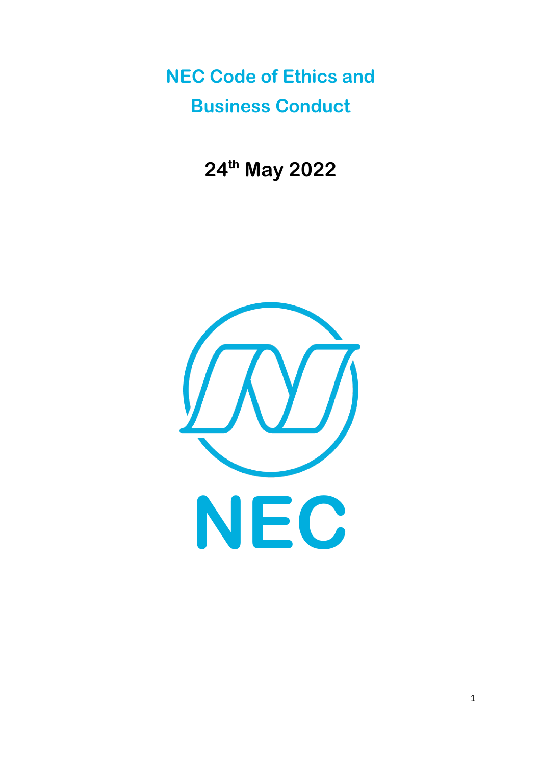# NEC Code of Ethics and Business Conduct

**24th May 2022**

NEC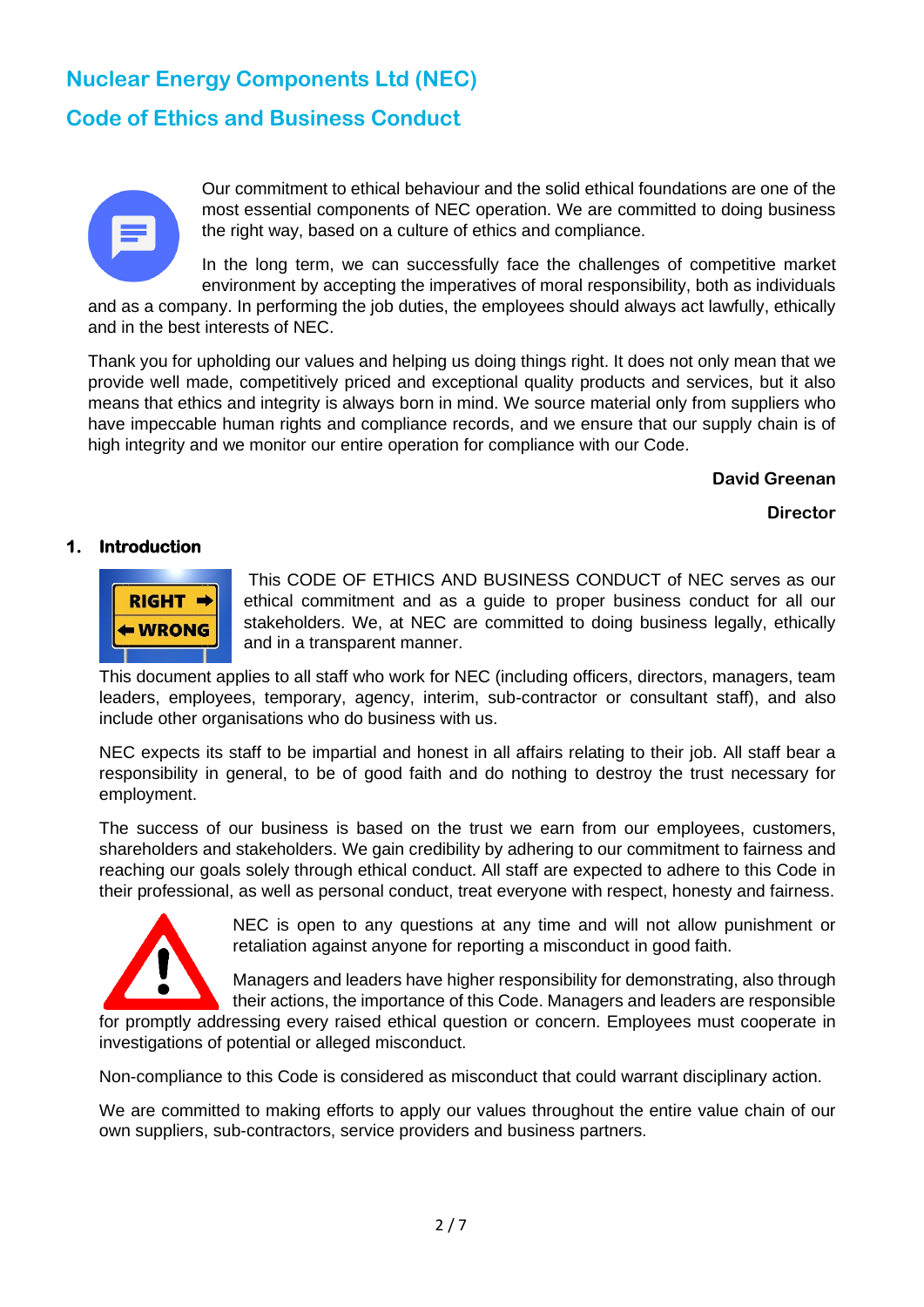# Nuclear Energy Components Ltd (NEC)

# Code of Ethics and Business Conduct

Our commitment to ethical behaviour and the solid ethical foundations are one of the most essential components of NEC operation. We are committed to doing business the right way, based on a culture of ethics and compliance.

In the long term, we can successfully face the challenges of competitive market environment by accepting the imperatives of moral responsibility, both as individuals and as a company. In performing the job duties, the employees should always act lawfully, ethically and in the best interests of NEC.

Thank you for upholding our values and helping us doing things right. It does not only mean that we provide well made, competitively priced and exceptional quality products and services, but it also means that ethics and integrity is always born in mind. We source material only from suppliers who have impeccable human rights and compliance records, and we ensure that our supply chain is of high integrity and we monitor our entire operation for compliance with our Code.

**David Greenan**

**Director**

## 1. Introduction

This CODE OF ETHICS AND BUSINESS CONDUCT of NEC serves as our ethical commitment and as a guide to proper business conduct for all our stakeholders. We, at NEC are committed to doing business legally, ethically and in a transparent manner.

This document applies to all staff who work for NEC (including officers, directors, managers, team leaders, employees, temporary, agency, interim, sub-contractor or consultant staff), and also include other organisations who do business with us.

NEC expects its staff to be impartial and honest in all affairs relating to their job. All staff bear a responsibility in general, to be of good faith and do nothing to destroy the trust necessary for employment.

The success of our business is based on the trust we earn from our employees, customers, shareholders and stakeholders. We gain credibility by adhering to our commitment to fairness and reaching our goals solely through ethical conduct. All staff are expected to adhere to this Code in their professional, as well as personal conduct, treat everyone with respect, honesty and fairness.

NEC is open to any questions at any time and will not allow punishment or retaliation against anyone for reporting a misconduct in good faith.

Managers and leaders have higher responsibility for demonstrating, also through their actions, the importance of this Code. Managers and leaders are responsible for promptly addressing every raised ethical question or concern. Employees must cooperate in investigations of potential or alleged misconduct.

Non-compliance to this Code is considered as misconduct that could warrant disciplinary action.

We are committed to making efforts to apply our values throughout the entire value chain of our own suppliers, sub-contractors, service providers and business partners.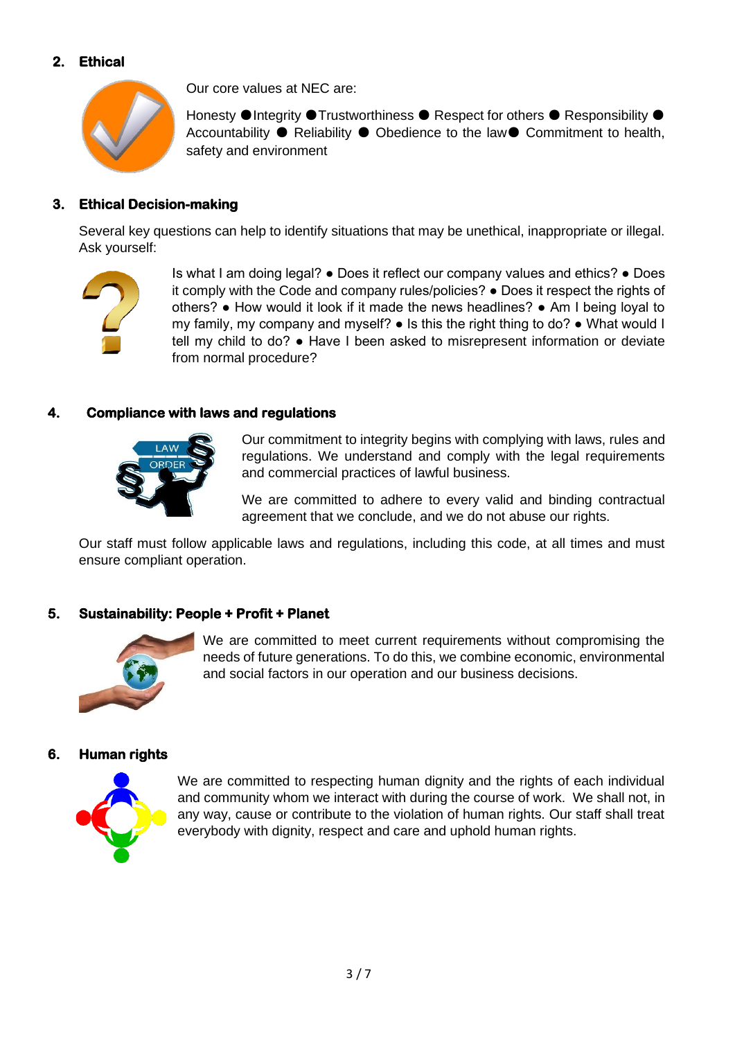## 2. Ethical

Our core values at NEC are:

Honesty ● Integrity ● Trustworthiness ● Respect for others ● Responsibility ● Accountability ● Reliability ● Obedience to the law ● Commitment to health, safety and environment

## 3. Ethical Decision-making

Several key questions can help to identify situations that may be unethical, inappropriate or illegal. Ask yourself:

Is what I am doing legal? ● Does it reflect our company values and ethics? ● Does it comply with the Code and company rules/policies? ● Does it respect the rights of others? ● How would it look if it made the news headlines? ● Am I being loyal to my family, my company and myself? ● Is this the right thing to do? ● What would I tell my child to do? ● Have I been asked to misrepresent information or deviate from normal procedure?

## 4. Compliance with laws and regulations

Our commitment to integrity begins with complying with laws, rules and regulations. We understand and comply with the legal requirements and commercial practices of lawful business.

We are committed to adhere to every valid and binding contractual agreement that we conclude, and we do not abuse our rights.

Our staff must follow applicable laws and regulations, including this code, at all times and must ensure compliant operation.

## 5. Sustainability: People + Profit + Planet

We are committed to meet current requirements without compromising the needs of future generations. To do this, we combine economic, environmental and social factors in our operation and our business decisions.

## 6. Human rights

We are committed to respecting human dignity and the rights of each individual and community whom we interact with during the course of work. We shall not, in any way, cause or contribute to the violation of human rights. Our staff shall treat everybody with dignity, respect and care and uphold human rights.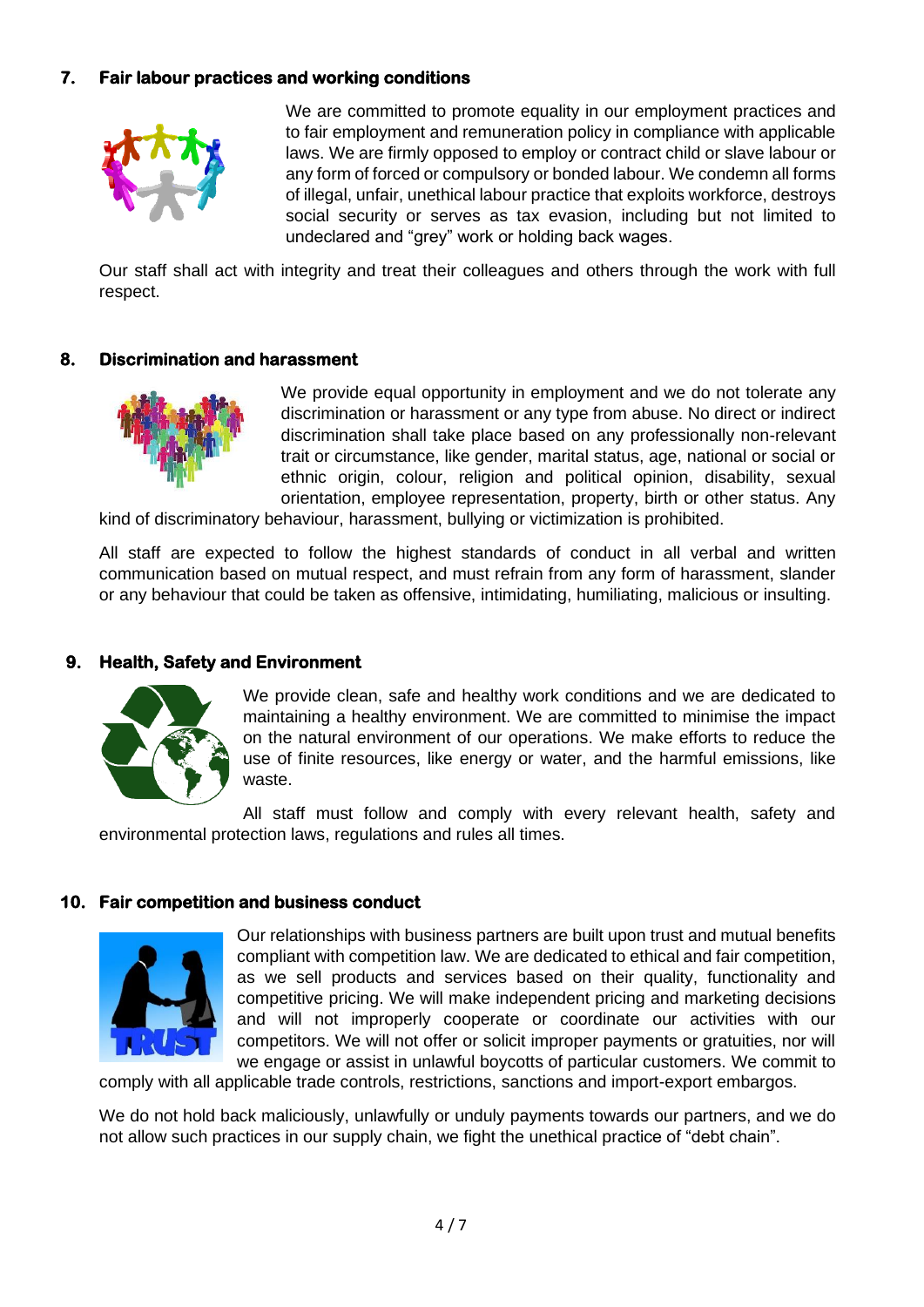## 7. Fair labour practices and working conditions

We are committed to promote equality in our employment practices and to fair employment and remuneration policy in compliance with applicable laws. We are firmly opposed to employ or contract child or slave labour or any form of forced or compulsory or bonded labour. We condemn all forms of illegal, unfair, unethical labour practice that exploits workforce, destroys social security or serves as tax evasion, including but not limited to undeclared and "grey" work or holding back wages.

Our staff shall act with integrity and treat their colleagues and others through the work with full respect.

## 8. Discrimination and harassment

We provide equal opportunity in employment and we do not tolerate any discrimination or harassment or any type from abuse. No direct or indirect discrimination shall take place based on any professionally non-relevant trait or circumstance, like gender, marital status, age, national or social or ethnic origin, colour, religion and political opinion, disability, sexual orientation, employee representation, property, birth or other status. Any kind of discriminatory behaviour, harassment, bullying or victimization is prohibited.

All staff are expected to follow the highest standards of conduct in all verbal and written communication based on mutual respect, and must refrain from any form of harassment, slander or any behaviour that could be taken as offensive, intimidating, humiliating, malicious or insulting.

## 9. Health, Safety and Environment

We provide clean, safe and healthy work conditions and we are dedicated to maintaining a healthy environment. We are committed to minimise the impact on the natural environment of our operations. We make efforts to reduce the use of finite resources, like energy or water, and the harmful emissions, like waste.

All staff must follow and comply with every relevant health, safety and environmental protection laws, regulations and rules all times.

## 10. Fair competition and business conduct

Our relationships with business partners are built upon trust and mutual benefits compliant with competition law. We are dedicated to ethical and fair competition, as we sell products and services based on their quality, functionality and competitive pricing. We will make independent pricing and marketing decisions and will not improperly cooperate or coordinate our activities with our competitors. We will not offer or solicit improper payments or gratuities, nor will we engage or assist in unlawful boycotts of particular customers. We commit to comply with all applicable trade controls, restrictions, sanctions and import-export embargos.

We do not hold back maliciously, unlawfully or unduly payments towards our partners, and we do not allow such practices in our supply chain, we fight the unethical practice of "debt chain".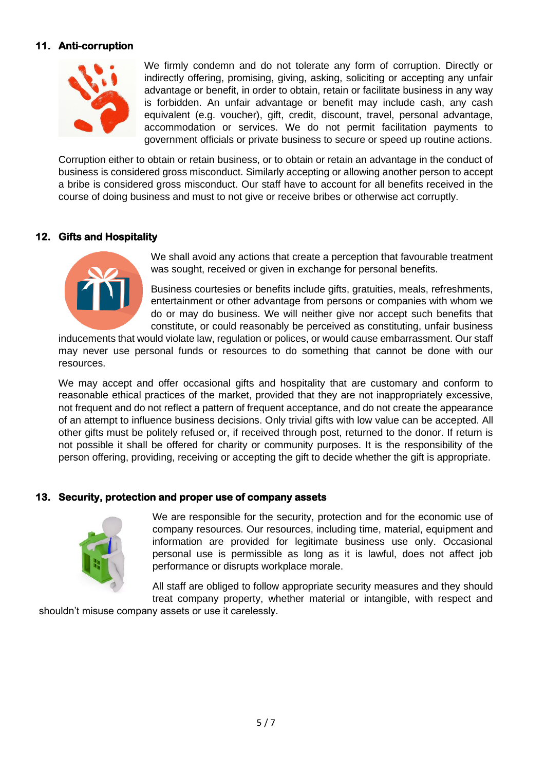## 11. Anti-corruption

We firmly condemn and do not tolerate any form of corruption. Directly or indirectly offering, promising, giving, asking, soliciting or accepting any unfair advantage or benefit, in order to obtain, retain or facilitate business in any way is forbidden. An unfair advantage or benefit may include cash, any cash equivalent (e.g. voucher), gift, credit, discount, travel, personal advantage, accommodation or services. We do not permit facilitation payments to government officials or private business to secure or speed up routine actions.

Corruption either to obtain or retain business, or to obtain or retain an advantage in the conduct of business is considered gross misconduct. Similarly accepting or allowing another person to accept a bribe is considered gross misconduct. Our staff have to account for all benefits received in the course of doing business and must to not give or receive bribes or otherwise act corruptly.

## 12. Gifts and Hospitality

We shall avoid any actions that create a perception that favourable treatment was sought, received or given in exchange for personal benefits.

Business courtesies or benefits include gifts, gratuities, meals, refreshments, entertainment or other advantage from persons or companies with whom we do or may do business. We will neither give nor accept such benefits that constitute, or could reasonably be perceived as constituting, unfair business inducements that would violate law, regulation or polices, or would cause embarrassment. Our staff may never use personal funds or resources to do something that cannot be done with our resources.

We may accept and offer occasional gifts and hospitality that are customary and conform to reasonable ethical practices of the market, provided that they are not inappropriately excessive, not frequent and do not reflect a pattern of frequent acceptance, and do not create the appearance of an attempt to influence business decisions. Only trivial gifts with low value can be accepted. All other gifts must be politely refused or, if received through post, returned to the donor. If return is not possible it shall be offered for charity or community purposes. It is the responsibility of the person offering, providing, receiving or accepting the gift to decide whether the gift is appropriate.

## 13. Security, protection and proper use of company assets

We are responsible for the security, protection and for the economic use of company resources. Our resources, including time, material, equipment and information are provided for legitimate business use only. Occasional personal use is permissible as long as it is lawful, does not affect job performance or disrupts workplace morale.

All staff are obliged to follow appropriate security measures and they should treat company property, whether material or intangible, with respect and shouldn't misuse company assets or use it carelessly.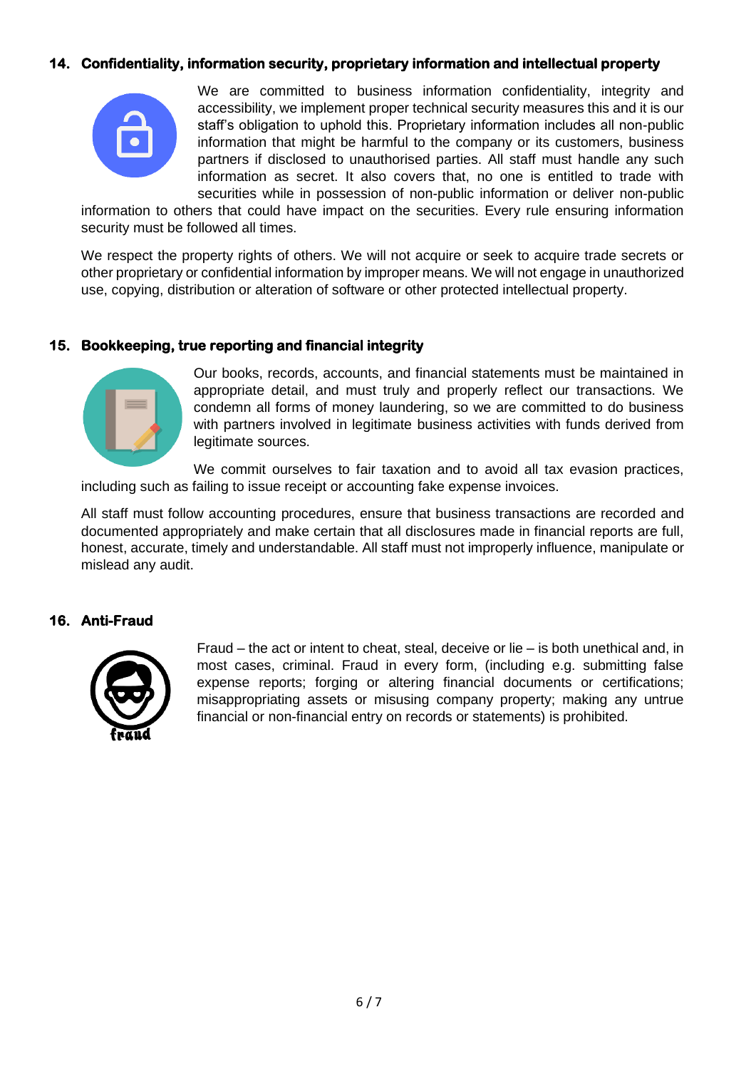## 14. Confidentiality, information security, proprietary information and intellectual property

We are committed to business information confidentiality, integrity and accessibility, we implement proper technical security measures this and it is our staff's obligation to uphold this. Proprietary information includes all non-public information that might be harmful to the company or its customers, business partners if disclosed to unauthorised parties. All staff must handle any such information as secret. It also covers that, no one is entitled to trade with securities while in possession of non-public information or deliver non-public information to others that could have impact on the securities. Every rule ensuring information security must be followed all times.

We respect the property rights of others. We will not acquire or seek to acquire trade secrets or other proprietary or confidential information by improper means. We will not engage in unauthorized use, copying, distribution or alteration of software or other protected intellectual property.

## 15. Bookkeeping, true reporting and financial integrity

Our books, records, accounts, and financial statements must be maintained in appropriate detail, and must truly and properly reflect our transactions. We condemn all forms of money laundering, so we are committed to do business with partners involved in legitimate business activities with funds derived from legitimate sources.

We commit ourselves to fair taxation and to avoid all tax evasion practices, including such as failing to issue receipt or accounting fake expense invoices.

All staff must follow accounting procedures, ensure that business transactions are recorded and documented appropriately and make certain that all disclosures made in financial reports are full, honest, accurate, timely and understandable. All staff must not improperly influence, manipulate or mislead any audit.

## 16. Anti-Fraud

Fraud – the act or intent to cheat, steal, deceive or lie – is both unethical and, in most cases, criminal. Fraud in every form, (including e.g. submitting false expense reports; forging or altering financial documents or certifications; misappropriating assets or misusing company property; making any untrue financial or non-financial entry on records or statements) is prohibited.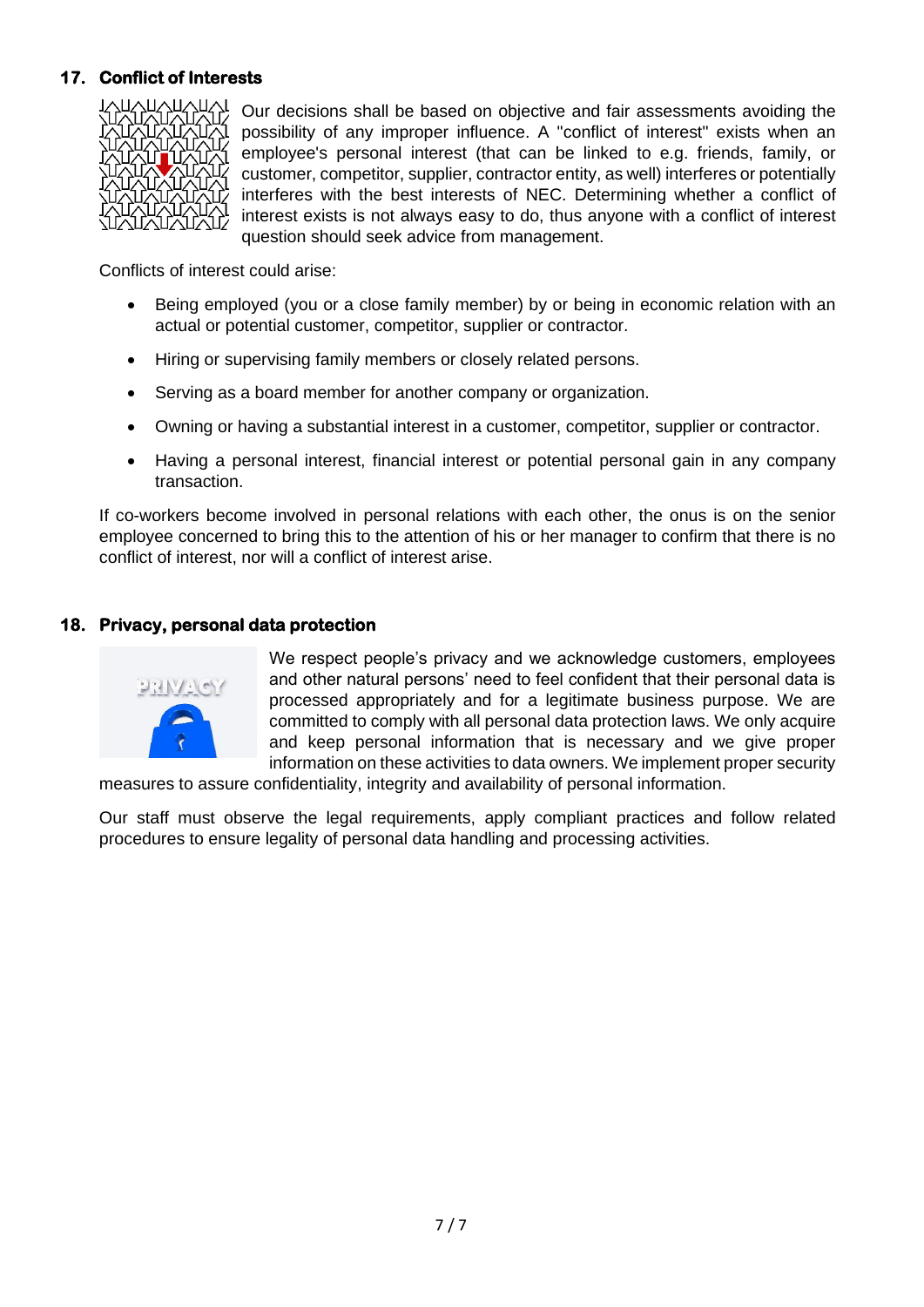## 17. Conflict of Interests

Our decisions shall be based on objective and fair assessments avoiding the possibility of any improper influence. A "conflict of interest" exists when an employee's personal interest (that can be linked to e.g. friends, family, or customer, competitor, supplier, contractor entity, as well) interferes or potentially interferes with the best interests of NEC. Determining whether a conflict of interest exists is not always easy to do, thus anyone with a conflict of interest question should seek advice from management.

Conflicts of interest could arise:

- Being employed (you or a close family member) by or being in economic relation with an actual or potential customer, competitor, supplier or contractor.
- Hiring or supervising family members or closely related persons.
- Serving as a board member for another company or organization.
- Owning or having a substantial interest in a customer, competitor, supplier or contractor.
- Having a personal interest, financial interest or potential personal gain in any company transaction.

If co-workers become involved in personal relations with each other, the onus is on the senior employee concerned to bring this to the attention of his or her manager to confirm that there is no conflict of interest, nor will a conflict of interest arise.

## 18. Privacy, personal data protection

We respect people's privacy and we acknowledge customers, employees and other natural persons' need to feel confident that their personal data is processed appropriately and for a legitimate business purpose. We are committed to comply with all personal data protection laws. We only acquire and keep personal information that is necessary and we give proper information on these activities to data owners. We implement proper security measures to assure confidentiality, integrity and availability of personal information.

Our staff must observe the legal requirements, apply compliant practices and follow related procedures to ensure legality of personal data handling and processing activities.